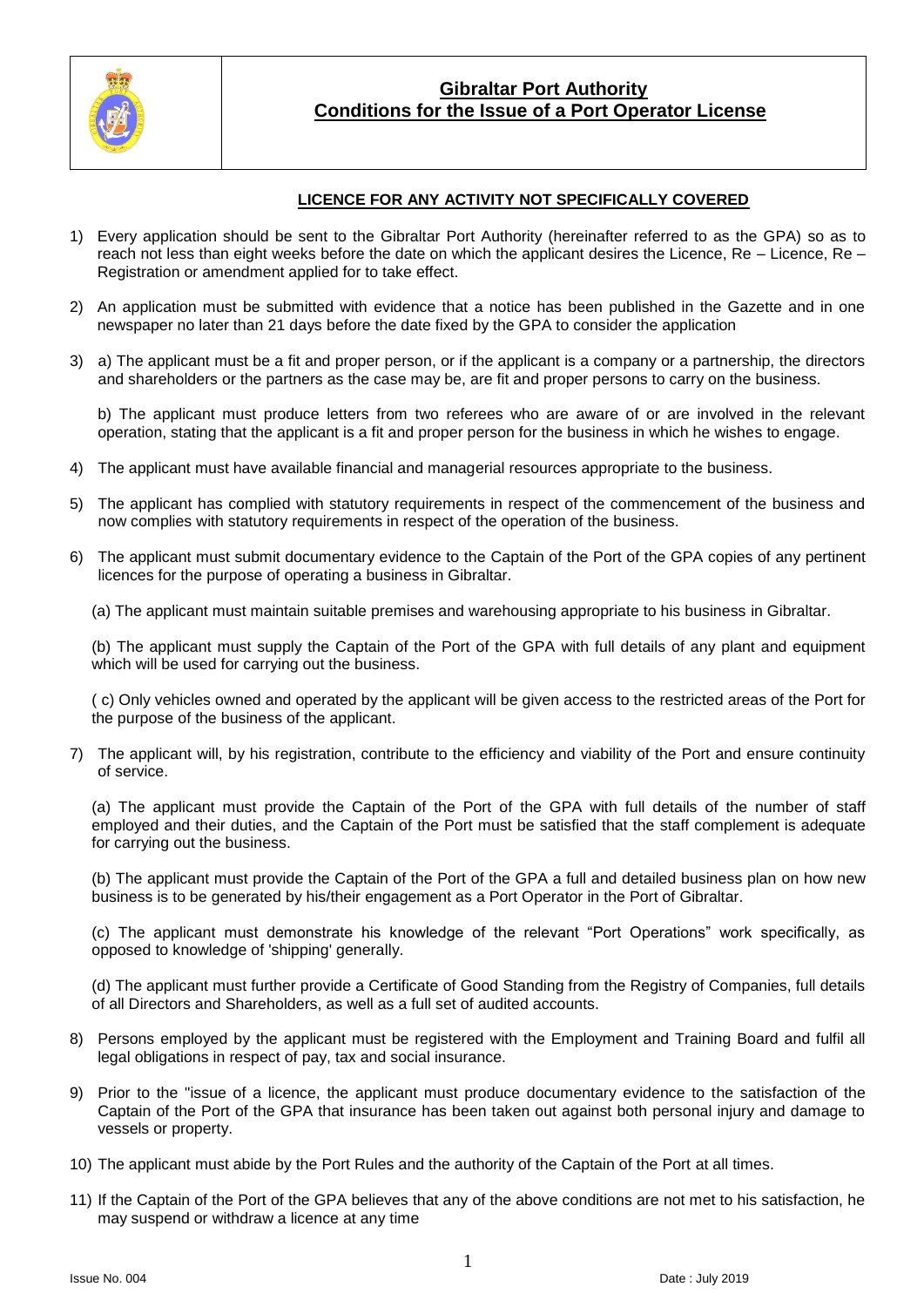# Gibraltar Port Authority
## Conditions for the Issue of a Port Operator License

### LICENCE FOR ANY ACTIVITY NOT SPECIFICALLY COVERED

1) Every application should be sent to the Gibraltar Port Authority (hereinafter referred to as the GPA) so as to reach not less than eight weeks before the date on which the applicant desires the Licence, Re – Licence, Re – Registration or amendment applied for to take effect.

2) An application must be submitted with evidence that a notice has been published in the Gazette and in one newspaper no later than 21 days before the date fixed by the GPA to consider the application

3) a) The applicant must be a fit and proper person, or if the applicant is a company or a partnership, the directors and shareholders or the partners as the case may be, are fit and proper persons to carry on the business.

   b) The applicant must produce letters from two referees who are aware of or are involved in the relevant operation, stating that the applicant is a fit and proper person for the business in which he wishes to engage.

4) The applicant must have available financial and managerial resources appropriate to the business.

5) The applicant has complied with statutory requirements in respect of the commencement of the business and now complies with statutory requirements in respect of the operation of the business.

6) The applicant must submit documentary evidence to the Captain of the Port of the GPA copies of any pertinent licences for the purpose of operating a business in Gibraltar.

   (a) The applicant must maintain suitable premises and warehousing appropriate to his business in Gibraltar.

   (b) The applicant must supply the Captain of the Port of the GPA with full details of any plant and equipment which will be used for carrying out the business.

   ( c) Only vehicles owned and operated by the applicant will be given access to the restricted areas of the Port for the purpose of the business of the applicant.

7) The applicant will, by his registration, contribute to the efficiency and viability of the Port and ensure continuity of service.

   (a) The applicant must provide the Captain of the Port of the GPA with full details of the number of staff employed and their duties, and the Captain of the Port must be satisfied that the staff complement is adequate for carrying out the business.

   (b) The applicant must provide the Captain of the Port of the GPA a full and detailed business plan on how new business is to be generated by his/their engagement as a Port Operator in the Port of Gibraltar.

   (c) The applicant must demonstrate his knowledge of the relevant "Port Operations" work specifically, as opposed to knowledge of 'shipping' generally.

   (d) The applicant must further provide a Certificate of Good Standing from the Registry of Companies, full details of all Directors and Shareholders, as well as a full set of audited accounts.

8) Persons employed by the applicant must be registered with the Employment and Training Board and fulfil all legal obligations in respect of pay, tax and social insurance.

9) Prior to the "issue of a licence, the applicant must produce documentary evidence to the satisfaction of the Captain of the Port of the GPA that insurance has been taken out against both personal injury and damage to vessels or property.

10) The applicant must abide by the Port Rules and the authority of the Captain of the Port at all times.

11) If the Captain of the Port of the GPA believes that any of the above conditions are not met to his satisfaction, he may suspend or withdraw a licence at any time

Issue No. 004 Date : July 2019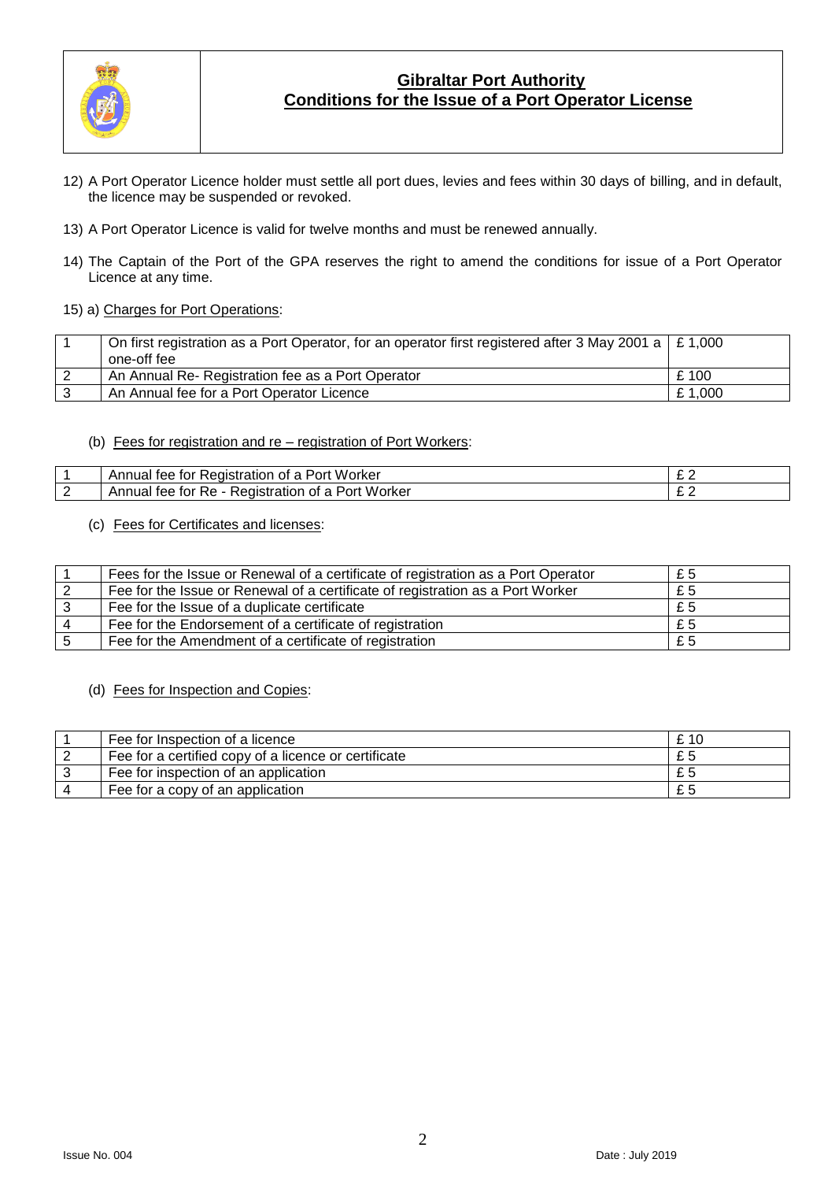12) A Port Operator Licence holder must settle all port dues, levies and fees within 30 days of billing, and in default, the licence may be suspended or revoked.

13) A Port Operator Licence is valid for twelve months and must be renewed annually.

14) The Captain of the Port of the GPA reserves the right to amend the conditions for issue of a Port Operator Licence at any time.

15) a) Charges for Port Operations:

| | | |
|---|---|---|
| 1 | On first registration as a Port Operator, for an operator first registered after 3 May 2001 a one-off fee | £ 1,000 |
| 2 | An Annual Re- Registration fee as a Port Operator | £ 100 |
| 3 | An Annual fee for a Port Operator Licence | £ 1,000 |

(b) Fees for registration and re – registration of Port Workers:

| | | |
|---|---|---|
| 1 | Annual fee for Registration of a Port Worker | £ 2 |
| 2 | Annual fee for Re - Registration of a Port Worker | £ 2 |

(c) Fees for Certificates and licenses:

| | | |
|---|---|---|
| 1 | Fees for the Issue or Renewal of a certificate of registration as a Port Operator | £ 5 |
| 2 | Fee for the Issue or Renewal of a certificate of registration as a Port Worker | £ 5 |
| 3 | Fee for the Issue of a duplicate certificate | £ 5 |
| 4 | Fee for the Endorsement of a certificate of registration | £ 5 |
| 5 | Fee for the Amendment of a certificate of registration | £ 5 |

(d) Fees for Inspection and Copies:

| | | |
|---|---|---|
| 1 | Fee for Inspection of a licence | £ 10 |
| 2 | Fee for a certified copy of a licence or certificate | £ 5 |
| 3 | Fee for inspection of an application | £ 5 |
| 4 | Fee for a copy of an application | £ 5 |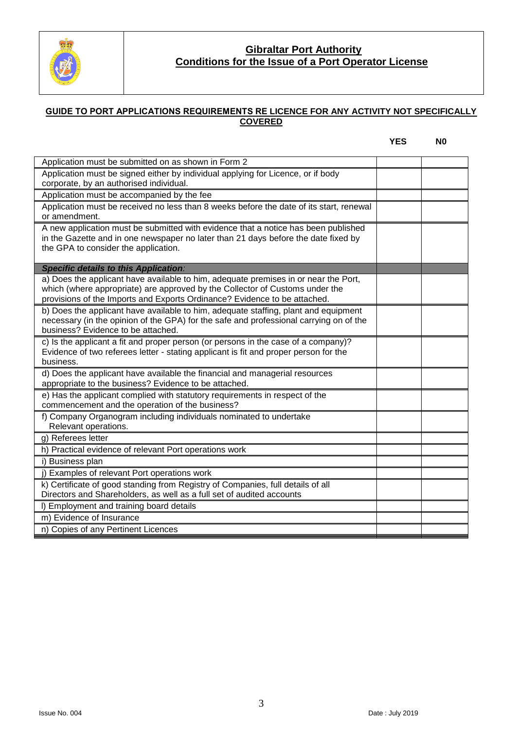## Gibraltar Port Authority
## Conditions for the Issue of a Port Operator License

**GUIDE TO PORT APPLICATIONS REQUIREMENTS RE LICENCE FOR ANY ACTIVITY NOT SPECIFICALLY COVERED**

| | YES | N0 |
|---|---|---|
| Application must be submitted on as shown in Form 2 | | |
| Application must be signed either by individual applying for Licence, or if body corporate, by an authorised individual. | | |
| Application must be accompanied by the fee | | |
| Application must be received no less than 8 weeks before the date of its start, renewal or amendment. | | |
| A new application must be submitted with evidence that a notice has been published in the Gazette and in one newspaper no later than 21 days before the date fixed by the GPA to consider the application. | | |
| ***Specific details to this Application:*** | | |
| a) Does the applicant have available to him, adequate premises in or near the Port, which (where appropriate) are approved by the Collector of Customs under the provisions of the Imports and Exports Ordinance? Evidence to be attached. | | |
| b) Does the applicant have available to him, adequate staffing, plant and equipment necessary (in the opinion of the GPA) for the safe and professional carrying on of the business? Evidence to be attached. | | |
| c) Is the applicant a fit and proper person (or persons in the case of a company)? Evidence of two referees letter - stating applicant is fit and proper person for the business. | | |
| d) Does the applicant have available the financial and managerial resources appropriate to the business? Evidence to be attached. | | |
| e) Has the applicant complied with statutory requirements in respect of the commencement and the operation of the business? | | |
| f) Company Organogram including individuals nominated to undertake Relevant operations. | | |
| g) Referees letter | | |
| h) Practical evidence of relevant Port operations work | | |
| i) Business plan | | |
| j) Examples of relevant Port operations work | | |
| k) Certificate of good standing from Registry of Companies, full details of all Directors and Shareholders, as well as a full set of audited accounts | | |
| l) Employment and training board details | | |
| m) Evidence of Insurance | | |
| n) Copies of any Pertinent Licences | | |

Issue No. 004 Date : July 2019